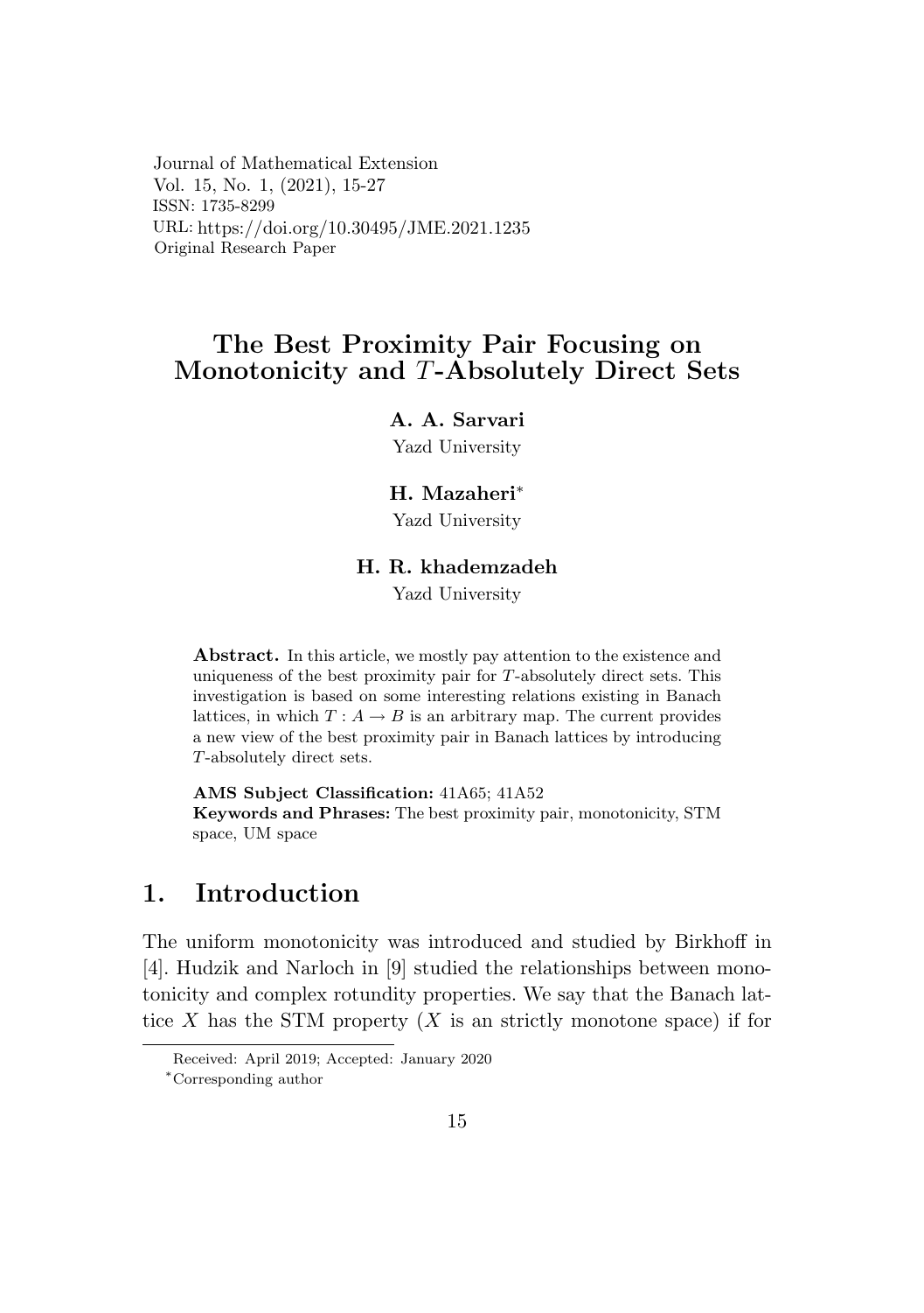Journal of Mathematical Extension
Vol. 15, No. 1, (2021), 15-27
ISSN: 1735-8299
URL: https://doi.org/10.30495/JME.2021.1235
Original Research Paper

# The Best Proximity Pair Focusing on Monotonicity and $T$-Absolutely Direct Sets

**A. A. Sarvari**
Yazd University

**H. Mazaheri**[*]
Yazd University

**H. R. khademzadeh**
Yazd University

**Abstract.** In this article, we mostly pay attention to the existence and uniqueness of the best proximity pair for $T$-absolutely direct sets. This investigation is based on some interesting relations existing in Banach lattices, in which $T : A \to B$ is an arbitrary map. The current provides a new view of the best proximity pair in Banach lattices by introducing $T$-absolutely direct sets.

**AMS Subject Classification:** 41A65; 41A52
**Keywords and Phrases:** The best proximity pair, monotonicity, STM space, UM space

## 1. Introduction

The uniform monotonicity was introduced and studied by Birkhoff in [4]. Hudzik and Narloch in [9] studied the relationships between monotonicity and complex rotundity properties. We say that the Banach lattice $X$ has the STM property ($X$ is an strictly monotone space) if for

Received: April 2019; Accepted: January 2020

[*]Corresponding author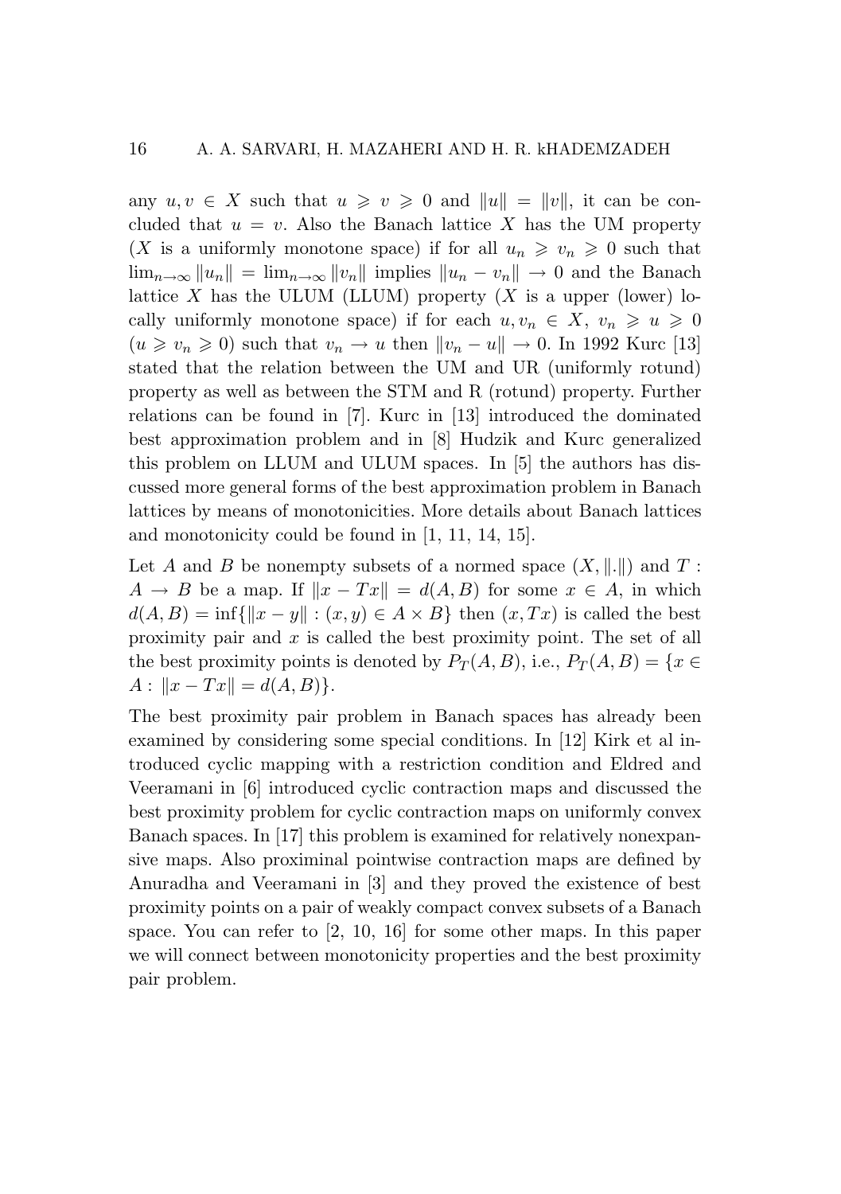any $u, v \in X$ such that $u \geqslant v \geqslant 0$ and $\|u\| = \|v\|$, it can be concluded that $u = v$. Also the Banach lattice $X$ has the UM property ($X$ is a uniformly monotone space) if for all $u_n \geqslant v_n \geqslant 0$ such that $\lim_{n\to\infty} \|u_n\| = \lim_{n\to\infty} \|v_n\|$ implies $\|u_n - v_n\| \to 0$ and the Banach lattice $X$ has the ULUM (LLUM) property ($X$ is a upper (lower) locally uniformly monotone space) if for each $u, v_n \in X$, $v_n \geqslant u \geqslant 0$ ($u \geqslant v_n \geqslant 0$) such that $v_n \to u$ then $\|v_n - u\| \to 0$. In 1992 Kurc [13] stated that the relation between the UM and UR (uniformly rotund) property as well as between the STM and R (rotund) property. Further relations can be found in [7]. Kurc in [13] introduced the dominated best approximation problem and in [8] Hudzik and Kurc generalized this problem on LLUM and ULUM spaces. In [5] the authors has discussed more general forms of the best approximation problem in Banach lattices by means of monotonicities. More details about Banach lattices and monotonicity could be found in [1, 11, 14, 15].

Let $A$ and $B$ be nonempty subsets of a normed space $(X, \|.\|)$ and $T : A \to B$ be a map. If $\|x - Tx\| = d(A, B)$ for some $x \in A$, in which $d(A, B) = \inf\{\|x - y\| : (x, y) \in A \times B\}$ then $(x, Tx)$ is called the best proximity pair and $x$ is called the best proximity point. The set of all the best proximity points is denoted by $P_T(A, B)$, i.e., $P_T(A, B) = \{x \in A : \|x - Tx\| = d(A, B)\}$.

The best proximity pair problem in Banach spaces has already been examined by considering some special conditions. In [12] Kirk et al introduced cyclic mapping with a restriction condition and Eldred and Veeramani in [6] introduced cyclic contraction maps and discussed the best proximity problem for cyclic contraction maps on uniformly convex Banach spaces. In [17] this problem is examined for relatively nonexpansive maps. Also proximinal pointwise contraction maps are defined by Anuradha and Veeramani in [3] and they proved the existence of best proximity points on a pair of weakly compact convex subsets of a Banach space. You can refer to [2, 10, 16] for some other maps. In this paper we will connect between monotonicity properties and the best proximity pair problem.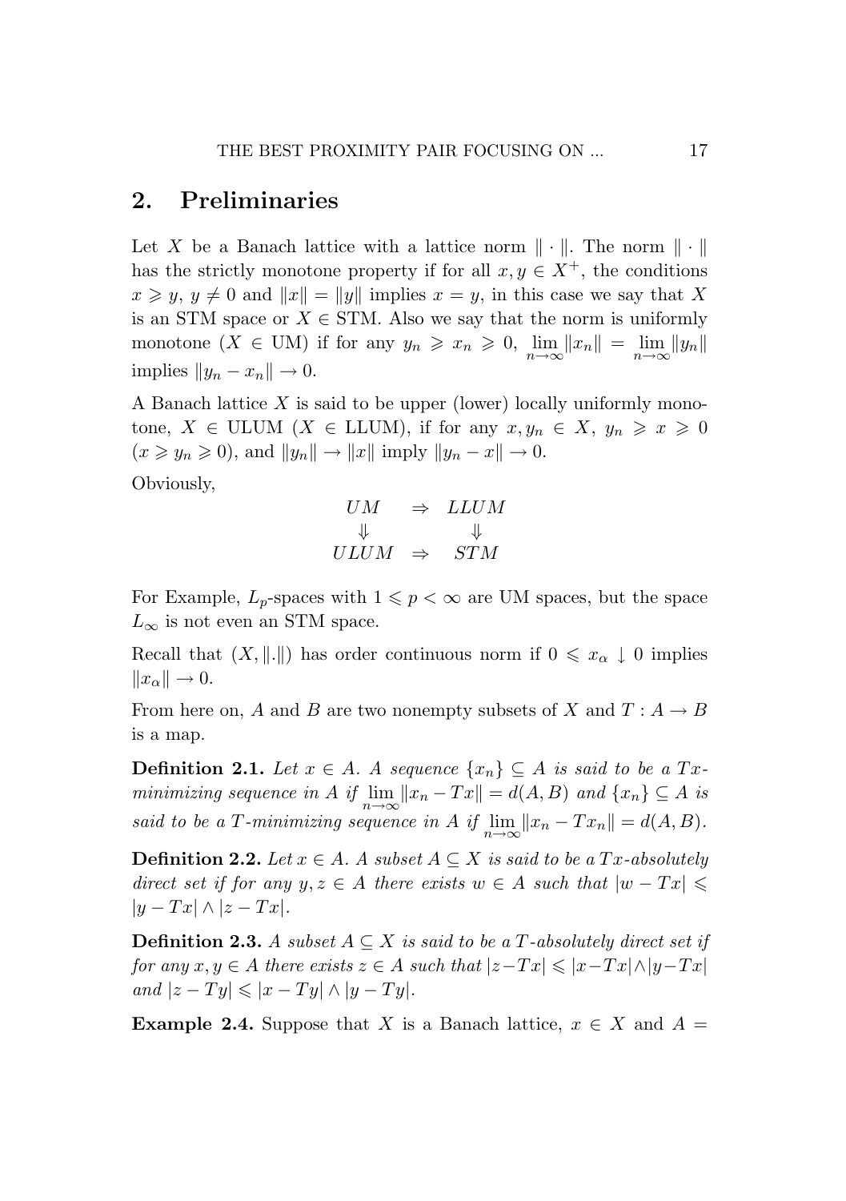## 2. Preliminaries

Let $X$ be a Banach lattice with a lattice norm $\| \cdot \|$. The norm $\| \cdot \|$ has the strictly monotone property if for all $x, y \in X^+$, the conditions $x \geqslant y$, $y \neq 0$ and $\|x\| = \|y\|$ implies $x = y$, in this case we say that $X$ is an STM space or $X \in$ STM. Also we say that the norm is uniformly monotone ($X \in$ UM) if for any $y_n \geqslant x_n \geqslant 0$, $\lim_{n\to\infty} \|x_n\| = \lim_{n\to\infty} \|y_n\|$ implies $\|y_n - x_n\| \to 0$.

A Banach lattice $X$ is said to be upper (lower) locally uniformly monotone, $X \in$ ULUM ($X \in$ LLUM), if for any $x, y_n \in X$, $y_n \geqslant x \geqslant 0$ ($x \geqslant y_n \geqslant 0$), and $\|y_n\| \to \|x\|$ imply $\|y_n - x\| \to 0$.

Obviously,

$$\begin{array}{ccc} UM & \Rightarrow & LLUM \\ \Downarrow & & \Downarrow \\ ULUM & \Rightarrow & STM \end{array}$$

For Example, $L_p$-spaces with $1 \leqslant p < \infty$ are UM spaces, but the space $L_\infty$ is not even an STM space.

Recall that $(X, \|.\|)$ has order continuous norm if $0 \leqslant x_\alpha \downarrow 0$ implies $\|x_\alpha\| \to 0$.

From here on, $A$ and $B$ are two nonempty subsets of $X$ and $T : A \to B$ is a map.

**Definition 2.1.** *Let $x \in A$. A sequence $\{x_n\} \subseteq A$ is said to be a $Tx$-minimizing sequence in $A$ if $\lim_{n\to\infty} \|x_n - Tx\| = d(A, B)$ and $\{x_n\} \subseteq A$ is said to be a $T$-minimizing sequence in $A$ if $\lim_{n\to\infty} \|x_n - Tx_n\| = d(A, B)$.*

**Definition 2.2.** *Let $x \in A$. A subset $A \subseteq X$ is said to be a $Tx$-absolutely direct set if for any $y, z \in A$ there exists $w \in A$ such that $|w - Tx| \leqslant |y - Tx| \wedge |z - Tx|$.*

**Definition 2.3.** *A subset $A \subseteq X$ is said to be a $T$-absolutely direct set if for any $x, y \in A$ there exists $z \in A$ such that $|z - Tx| \leqslant |x - Tx| \wedge |y - Tx|$ and $|z - Ty| \leqslant |x - Ty| \wedge |y - Ty|$.*

**Example 2.4.** Suppose that $X$ is a Banach lattice, $x \in X$ and $A =$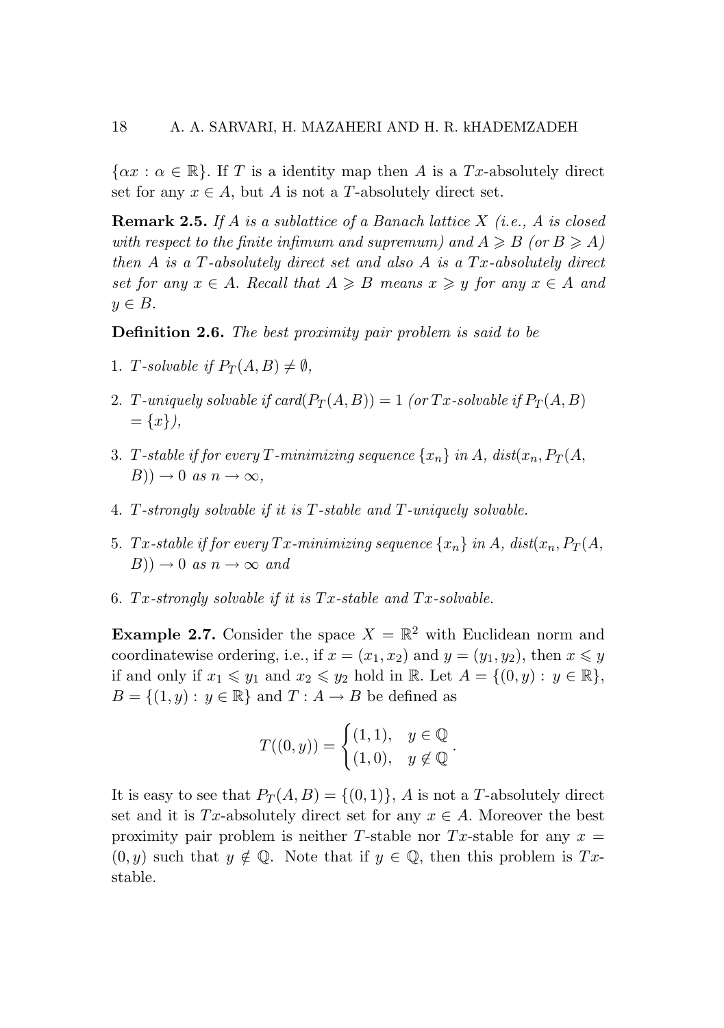$\{\alpha x : \alpha \in \mathbb{R}\}$. If $T$ is a identity map then $A$ is a $Tx$-absolutely direct set for any $x \in A$, but $A$ is not a $T$-absolutely direct set.

**Remark 2.5.** *If $A$ is a sublattice of a Banach lattice $X$ (i.e., $A$ is closed with respect to the finite infimum and supremum) and $A \geqslant B$ (or $B \geqslant A$) then $A$ is a $T$-absolutely direct set and also $A$ is a $Tx$-absolutely direct set for any $x \in A$. Recall that $A \geqslant B$ means $x \geqslant y$ for any $x \in A$ and $y \in B$.*

**Definition 2.6.** *The best proximity pair problem is said to be*

1. *$T$-solvable if $P_T(A, B) \neq \emptyset$,*
2. *$T$-uniquely solvable if card$(P_T(A, B)) = 1$ (or $Tx$-solvable if $P_T(A, B) = \{x\}$),*
3. *$T$-stable if for every $T$-minimizing sequence $\{x_n\}$ in $A$, dist$(x_n, P_T(A, B)) \to 0$ as $n \to \infty$,*
4. *$T$-strongly solvable if it is $T$-stable and $T$-uniquely solvable.*
5. *$Tx$-stable if for every $Tx$-minimizing sequence $\{x_n\}$ in $A$, dist$(x_n, P_T(A, B)) \to 0$ as $n \to \infty$ and*
6. *$Tx$-strongly solvable if it is $Tx$-stable and $Tx$-solvable.*

**Example 2.7.** Consider the space $X = \mathbb{R}^2$ with Euclidean norm and coordinatewise ordering, i.e., if $x = (x_1, x_2)$ and $y = (y_1, y_2)$, then $x \leqslant y$ if and only if $x_1 \leqslant y_1$ and $x_2 \leqslant y_2$ hold in $\mathbb{R}$. Let $A = \{(0, y) : y \in \mathbb{R}\}$, $B = \{(1, y) : y \in \mathbb{R}\}$ and $T : A \to B$ be defined as

$$T((0, y)) = \begin{cases} (1, 1), & y \in \mathbb{Q} \\ (1, 0), & y \notin \mathbb{Q} \end{cases}.$$

It is easy to see that $P_T(A, B) = \{(0, 1)\}$, $A$ is not a $T$-absolutely direct set and it is $Tx$-absolutely direct set for any $x \in A$. Moreover the best proximity pair problem is neither $T$-stable nor $Tx$-stable for any $x = (0, y)$ such that $y \notin \mathbb{Q}$. Note that if $y \in \mathbb{Q}$, then this problem is $Tx$-stable.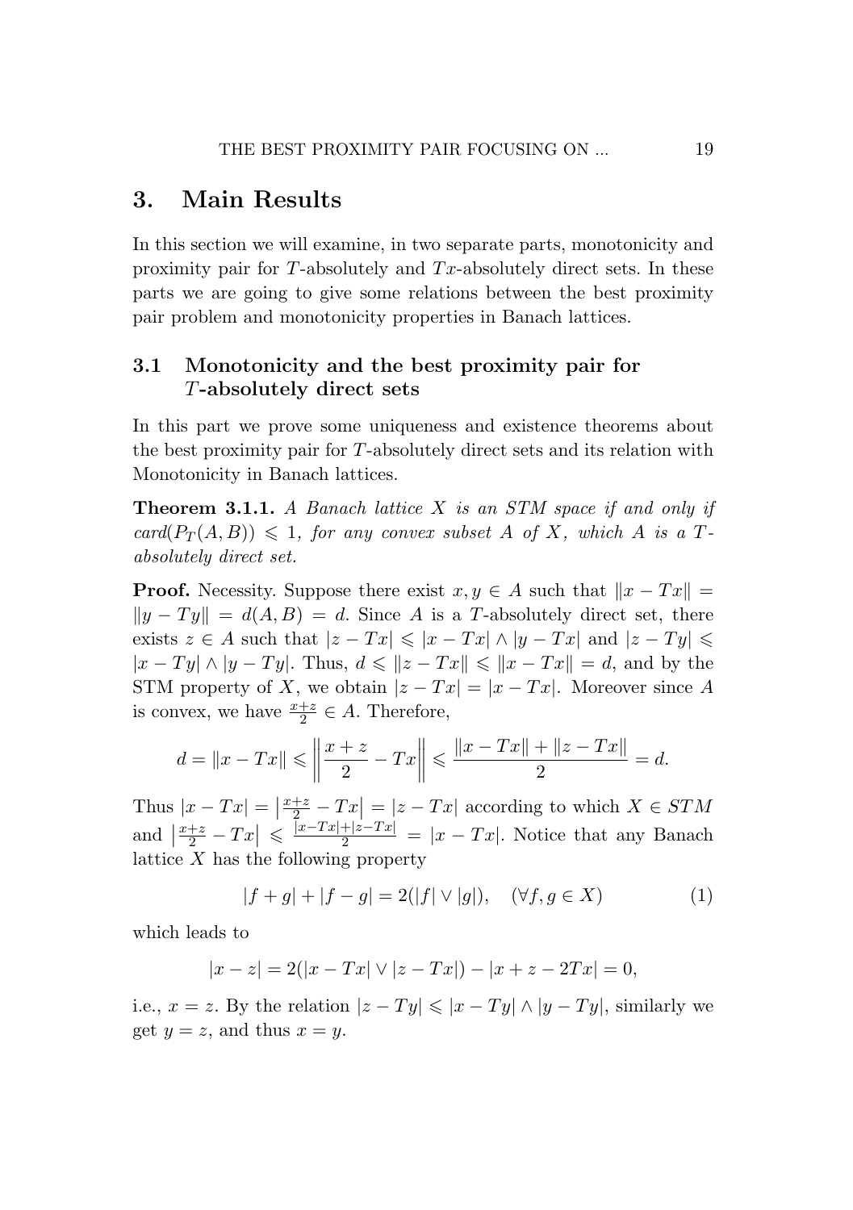## 3. Main Results

In this section we will examine, in two separate parts, monotonicity and proximity pair for $T$-absolutely and $Tx$-absolutely direct sets. In these parts we are going to give some relations between the best proximity pair problem and monotonicity properties in Banach lattices.

### 3.1 Monotonicity and the best proximity pair for $T$-absolutely direct sets

In this part we prove some uniqueness and existence theorems about the best proximity pair for $T$-absolutely direct sets and its relation with Monotonicity in Banach lattices.

**Theorem 3.1.1.** *A Banach lattice $X$ is an STM space if and only if $card(P_T(A, B)) \leqslant 1$, for any convex subset $A$ of $X$, which $A$ is a $T$-absolutely direct set.*

**Proof.** Necessity. Suppose there exist $x, y \in A$ such that $\|x - Tx\| = \|y - Ty\| = d(A, B) = d$. Since $A$ is a $T$-absolutely direct set, there exists $z \in A$ such that $|z - Tx| \leqslant |x - Tx| \wedge |y - Tx|$ and $|z - Ty| \leqslant |x - Ty| \wedge |y - Ty|$. Thus, $d \leqslant \|z - Tx\| \leqslant \|x - Tx\| = d$, and by the STM property of $X$, we obtain $|z - Tx| = |x - Tx|$. Moreover since $A$ is convex, we have $\frac{x+z}{2} \in A$. Therefore,

$$d = \|x - Tx\| \leqslant \left\| \frac{x + z}{2} - Tx \right\| \leqslant \frac{\|x - Tx\| + \|z - Tx\|}{2} = d.$$

Thus $|x - Tx| = \left| \frac{x+z}{2} - Tx \right| = |z - Tx|$ according to which $X \in STM$ and $\left| \frac{x+z}{2} - Tx \right| \leqslant \frac{|x-Tx|+|z-Tx|}{2} = |x - Tx|$. Notice that any Banach lattice $X$ has the following property

$$|f + g| + |f - g| = 2(|f| \vee |g|), \quad (\forall f, g \in X) \tag{1}$$

which leads to

$$|x - z| = 2(|x - Tx| \vee |z - Tx|) - |x + z - 2Tx| = 0,$$

i.e., $x = z$. By the relation $|z - Ty| \leqslant |x - Ty| \wedge |y - Ty|$, similarly we get $y = z$, and thus $x = y$.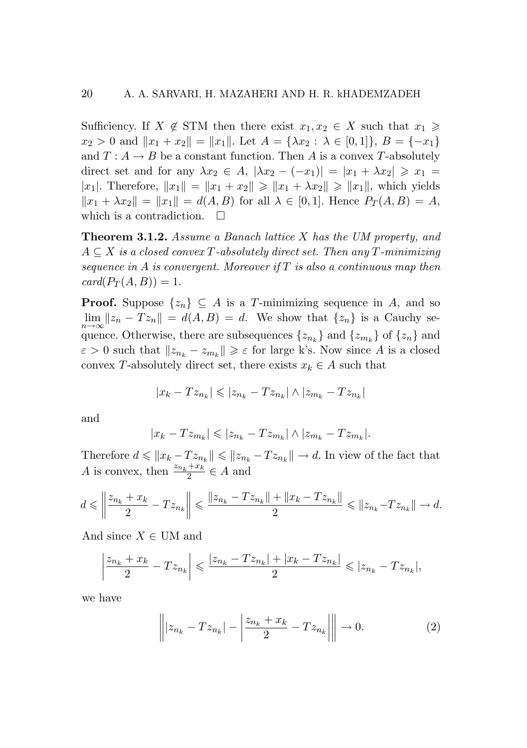Sufficiency. If $X \notin \text{STM}$ then there exist $x_1, x_2 \in X$ such that $x_1 \geqslant x_2 > 0$ and $\|x_1 + x_2\| = \|x_1\|$. Let $A = \{\lambda x_2 : \lambda \in [0,1]\}$, $B = \{-x_1\}$ and $T : A \to B$ be a constant function. Then $A$ is a convex $T$-absolutely direct set and for any $\lambda x_2 \in A$, $|\lambda x_2 - (-x_1)| = |x_1 + \lambda x_2| \geqslant x_1 = |x_1|$. Therefore, $\|x_1\| = \|x_1 + x_2\| \geqslant \|x_1 + \lambda x_2\| \geqslant \|x_1\|$, which yields $\|x_1 + \lambda x_2\| = \|x_1\| = d(A, B)$ for all $\lambda \in [0,1]$. Hence $P_T(A, B) = A$, which is a contradiction. $\square$

**Theorem 3.1.2.** *Assume a Banach lattice $X$ has the UM property, and $A \subseteq X$ is a closed convex $T$-absolutely direct set. Then any $T$-minimizing sequence in $A$ is convergent. Moreover if $T$ is also a continuous map then $card(P_T(A, B)) = 1$.*

**Proof.** Suppose $\{z_n\} \subseteq A$ is a $T$-minimizing sequence in $A$, and so $\lim_{n\to\infty} \|z_n - Tz_n\| = d(A, B) = d$. We show that $\{z_n\}$ is a Cauchy sequence. Otherwise, there are subsequences $\{z_{n_k}\}$ and $\{z_{m_k}\}$ of $\{z_n\}$ and $\varepsilon > 0$ such that $\|z_{n_k} - z_{m_k}\| \geqslant \varepsilon$ for large k's. Now since $A$ is a closed convex $T$-absolutely direct set, there exists $x_k \in A$ such that

$$|x_k - Tz_{n_k}| \leqslant |z_{n_k} - Tz_{n_k}| \wedge |z_{m_k} - Tz_{n_k}|$$

and

$$|x_k - Tz_{m_k}| \leqslant |z_{n_k} - Tz_{m_k}| \wedge |z_{m_k} - Tz_{m_k}|.$$

Therefore $d \leqslant \|x_k - Tz_{n_k}\| \leqslant \|z_{n_k} - Tz_{n_k}\| \to d$. In view of the fact that $A$ is convex, then $\frac{z_{n_k}+x_k}{2} \in A$ and

$$d \leqslant \left\| \frac{z_{n_k} + x_k}{2} - Tz_{n_k} \right\| \leqslant \frac{\|z_{n_k} - Tz_{n_k}\| + \|x_k - Tz_{n_k}\|}{2} \leqslant \|z_{n_k} - Tz_{n_k}\| \to d.$$

And since $X \in \text{UM}$ and

$$\left| \frac{z_{n_k} + x_k}{2} - Tz_{n_k} \right| \leqslant \frac{|z_{n_k} - Tz_{n_k}| + |x_k - Tz_{n_k}|}{2} \leqslant |z_{n_k} - Tz_{n_k}|,$$

we have

$$\left\| |z_{n_k} - Tz_{n_k}| - \left| \frac{z_{n_k} + x_k}{2} - Tz_{n_k} \right| \right\| \to 0. \tag{2}$$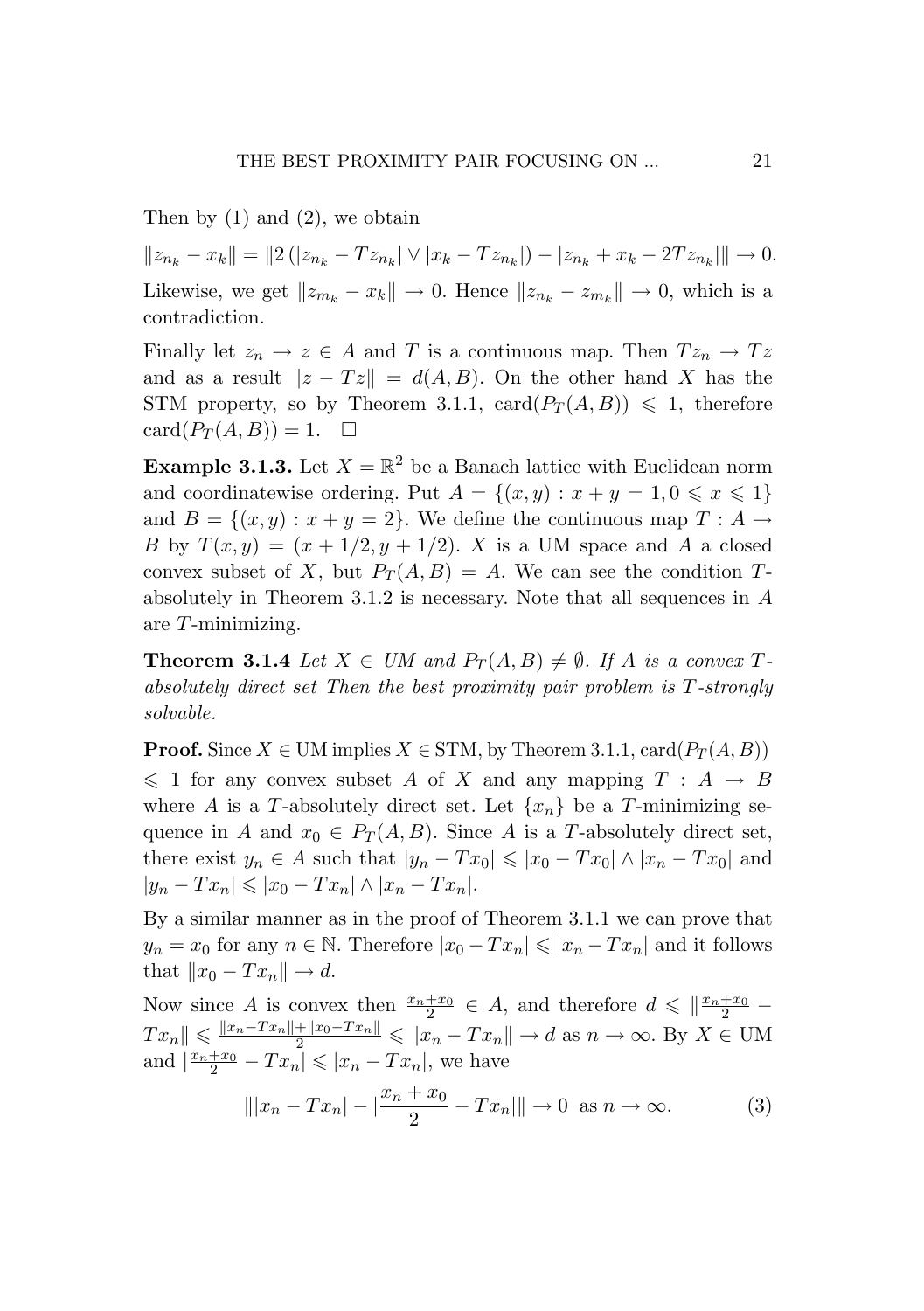Then by (1) and (2), we obtain

$$\|z_{n_k} - x_k\| = \|2\left(|z_{n_k} - Tz_{n_k}| \vee |x_k - Tz_{n_k}|\right) - |z_{n_k} + x_k - 2Tz_{n_k}|\| \to 0.$$

Likewise, we get $\|z_{m_k} - x_k\| \to 0$. Hence $\|z_{n_k} - z_{m_k}\| \to 0$, which is a contradiction.

Finally let $z_n \to z \in A$ and $T$ is a continuous map. Then $Tz_n \to Tz$ and as a result $\|z - Tz\| = d(A, B)$. On the other hand $X$ has the STM property, so by Theorem 3.1.1, $\text{card}(P_T(A, B)) \leqslant 1$, therefore $\text{card}(P_T(A, B)) = 1$. $\square$

**Example 3.1.3.** Let $X = \mathbb{R}^2$ be a Banach lattice with Euclidean norm and coordinatewise ordering. Put $A = \{(x, y) : x + y = 1, 0 \leqslant x \leqslant 1\}$ and $B = \{(x, y) : x + y = 2\}$. We define the continuous map $T : A \to B$ by $T(x, y) = (x + 1/2, y + 1/2)$. $X$ is a UM space and $A$ a closed convex subset of $X$, but $P_T(A, B) = A$. We can see the condition $T$-absolutely in Theorem 3.1.2 is necessary. Note that all sequences in $A$ are $T$-minimizing.

**Theorem 3.1.4** *Let $X \in UM$ and $P_T(A, B) \neq \emptyset$. If $A$ is a convex $T$-absolutely direct set Then the best proximity pair problem is $T$-strongly solvable.*

**Proof.** Since $X \in \text{UM}$ implies $X \in \text{STM}$, by Theorem 3.1.1, $\text{card}(P_T(A, B)) \leqslant 1$ for any convex subset $A$ of $X$ and any mapping $T : A \to B$ where $A$ is a $T$-absolutely direct set. Let $\{x_n\}$ be a $T$-minimizing sequence in $A$ and $x_0 \in P_T(A, B)$. Since $A$ is a $T$-absolutely direct set, there exist $y_n \in A$ such that $|y_n - Tx_0| \leqslant |x_0 - Tx_0| \wedge |x_n - Tx_0|$ and $|y_n - Tx_n| \leqslant |x_0 - Tx_n| \wedge |x_n - Tx_n|$.

By a similar manner as in the proof of Theorem 3.1.1 we can prove that $y_n = x_0$ for any $n \in \mathbb{N}$. Therefore $|x_0 - Tx_n| \leqslant |x_n - Tx_n|$ and it follows that $\|x_0 - Tx_n\| \to d$.

Now since $A$ is convex then $\frac{x_n + x_0}{2} \in A$, and therefore $d \leqslant \|\frac{x_n + x_0}{2} - Tx_n\| \leqslant \frac{\|x_n - Tx_n\| + \|x_0 - Tx_n\|}{2} \leqslant \|x_n - Tx_n\| \to d$ as $n \to \infty$. By $X \in \text{UM}$ and $|\frac{x_n + x_0}{2} - Tx_n| \leqslant |x_n - Tx_n|$, we have

$$\||x_n - Tx_n| - |\frac{x_n + x_0}{2} - Tx_n|\| \to 0 \text{ as } n \to \infty. \tag{3}$$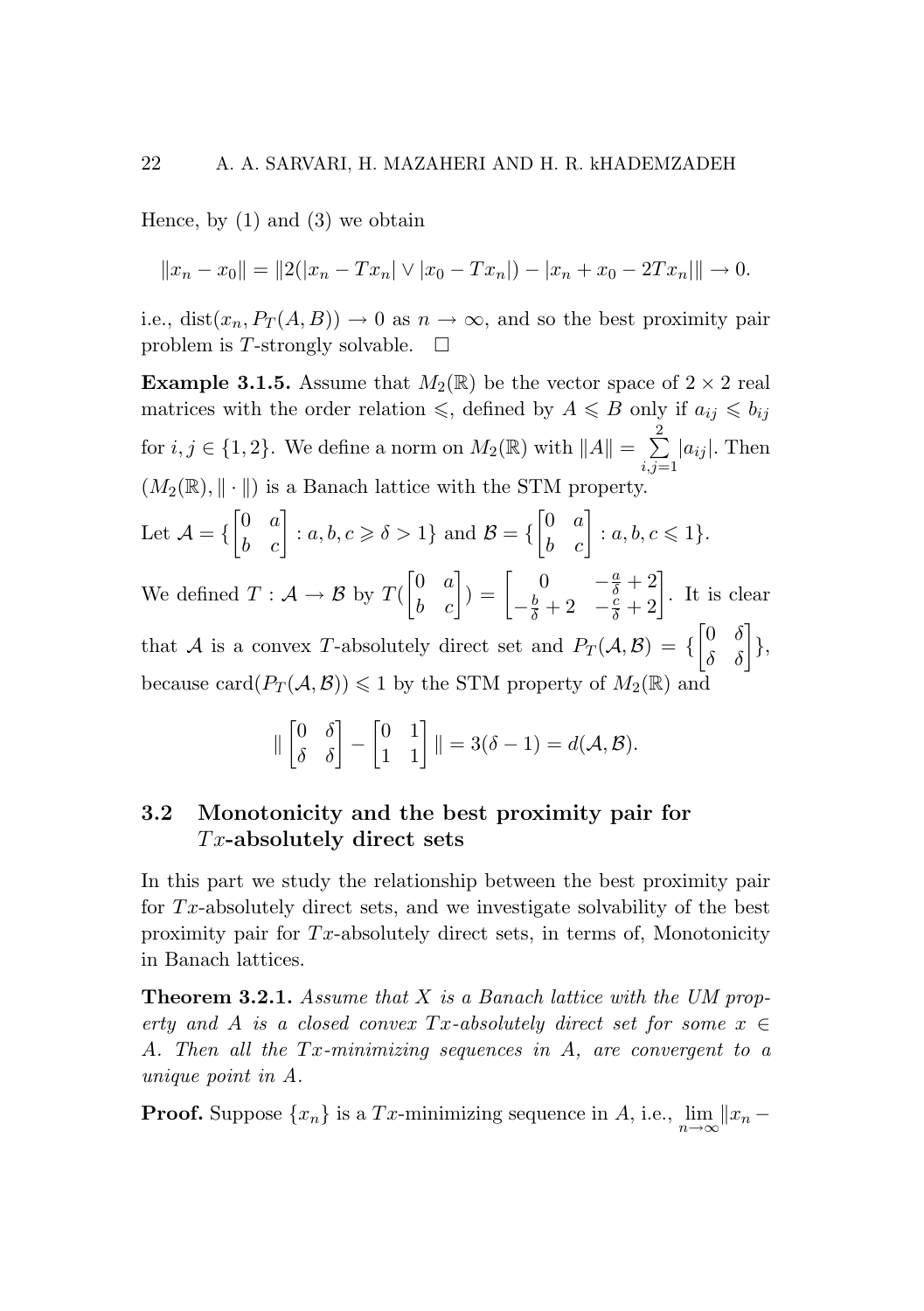Hence, by (1) and (3) we obtain

$$\|x_n - x_0\| = \|2(|x_n - Tx_n| \vee |x_0 - Tx_n|) - |x_n + x_0 - 2Tx_n|\| \to 0.$$

i.e., $\mathrm{dist}(x_n, P_T(A,B)) \to 0$ as $n \to \infty$, and so the best proximity pair problem is $T$-strongly solvable. $\square$

**Example 3.1.5.** Assume that $M_2(\mathbb{R})$ be the vector space of $2 \times 2$ real matrices with the order relation $\leqslant$, defined by $A \leqslant B$ only if $a_{ij} \leqslant b_{ij}$ for $i, j \in \{1, 2\}$. We define a norm on $M_2(\mathbb{R})$ with $\|A\| = \sum_{i,j=1}^{2} |a_{ij}|$. Then $(M_2(\mathbb{R}), \|\cdot\|)$ is a Banach lattice with the STM property.

Let $\mathcal{A} = \{\begin{bmatrix} 0 & a \\ b & c \end{bmatrix} : a, b, c \geqslant \delta > 1\}$ and $\mathcal{B} = \{\begin{bmatrix} 0 & a \\ b & c \end{bmatrix} : a, b, c \leqslant 1\}$.

We defined $T : \mathcal{A} \to \mathcal{B}$ by $T(\begin{bmatrix} 0 & a \\ b & c \end{bmatrix}) = \begin{bmatrix} 0 & -\frac{a}{\delta} + 2 \\ -\frac{b}{\delta} + 2 & -\frac{c}{\delta} + 2 \end{bmatrix}$. It is clear that $\mathcal{A}$ is a convex $T$-absolutely direct set and $P_T(\mathcal{A}, \mathcal{B}) = \{\begin{bmatrix} 0 & \delta \\ \delta & \delta \end{bmatrix}\}$, because $\mathrm{card}(P_T(\mathcal{A}, \mathcal{B})) \leqslant 1$ by the STM property of $M_2(\mathbb{R})$ and

$$\| \begin{bmatrix} 0 & \delta \\ \delta & \delta \end{bmatrix} - \begin{bmatrix} 0 & 1 \\ 1 & 1 \end{bmatrix} \| = 3(\delta - 1) = d(\mathcal{A}, \mathcal{B}).$$

## 3.2 Monotonicity and the best proximity pair for $Tx$-absolutely direct sets

In this part we study the relationship between the best proximity pair for $Tx$-absolutely direct sets, and we investigate solvability of the best proximity pair for $Tx$-absolutely direct sets, in terms of, Monotonicity in Banach lattices.

**Theorem 3.2.1.** *Assume that $X$ is a Banach lattice with the UM property and $A$ is a closed convex $Tx$-absolutely direct set for some $x \in A$. Then all the $Tx$-minimizing sequences in $A$, are convergent to a unique point in $A$.*

**Proof.** Suppose $\{x_n\}$ is a $Tx$-minimizing sequence in $A$, i.e., $\lim_{n\to\infty} \|x_n -$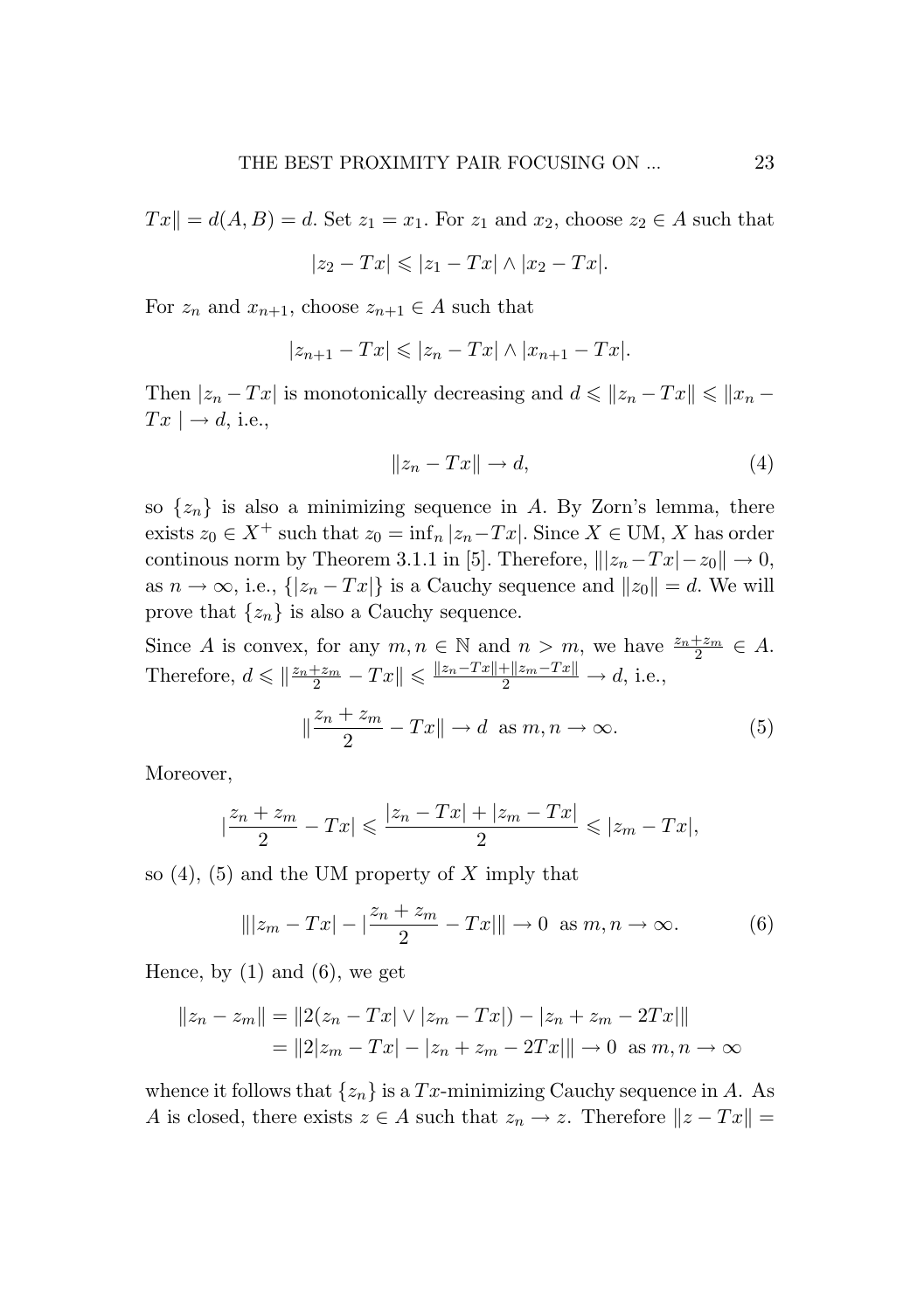$Tx\| = d(A,B) = d$. Set $z_1 = x_1$. For $z_1$ and $x_2$, choose $z_2 \in A$ such that

$$|z_2 - Tx| \leqslant |z_1 - Tx| \wedge |x_2 - Tx|.$$

For $z_n$ and $x_{n+1}$, choose $z_{n+1} \in A$ such that

$$|z_{n+1} - Tx| \leqslant |z_n - Tx| \wedge |x_{n+1} - Tx|.$$

Then $|z_n - Tx|$ is monotonically decreasing and $d \leqslant \|z_n - Tx\| \leqslant \|x_n - Tx\ | \to d$, i.e.,

$$\|z_n - Tx\| \to d, \tag{4}$$

so $\{z_n\}$ is also a minimizing sequence in $A$. By Zorn's lemma, there exists $z_0 \in X^+$ such that $z_0 = \inf_n |z_n - Tx|$. Since $X \in \mathrm{UM}$, $X$ has order continous norm by Theorem 3.1.1 in [5]. Therefore, $\||z_n - Tx| - z_0\| \to 0$, as $n \to \infty$, i.e., $\{|z_n - Tx|\}$ is a Cauchy sequence and $\|z_0\| = d$. We will prove that $\{z_n\}$ is also a Cauchy sequence.

Since $A$ is convex, for any $m, n \in \mathbb{N}$ and $n > m$, we have $\frac{z_n + z_m}{2} \in A$. Therefore, $d \leqslant \|\frac{z_n+z_m}{2} - Tx\| \leqslant \frac{\|z_n - Tx\| + \|z_m - Tx\|}{2} \to d$, i.e.,

$$\|\frac{z_n + z_m}{2} - Tx\| \to d \ \text{ as } m, n \to \infty. \tag{5}$$

Moreover,

$$|\frac{z_n + z_m}{2} - Tx| \leqslant \frac{|z_n - Tx| + |z_m - Tx|}{2} \leqslant |z_m - Tx|,$$

so (4), (5) and the UM property of $X$ imply that

$$\||z_m - Tx| - |\frac{z_n + z_m}{2} - Tx|\| \to 0 \ \text{ as } m, n \to \infty. \tag{6}$$

Hence, by (1) and (6), we get

$$\begin{aligned}
\|z_n - z_m\| &= \|2(z_n - Tx| \vee |z_m - Tx|) - |z_n + z_m - 2Tx|\| \\
&= \|2|z_m - Tx| - |z_n + z_m - 2Tx|\| \to 0 \ \text{ as } m, n \to \infty
\end{aligned}$$

whence it follows that $\{z_n\}$ is a $Tx$-minimizing Cauchy sequence in $A$. As $A$ is closed, there exists $z \in A$ such that $z_n \to z$. Therefore $\|z - Tx\| =$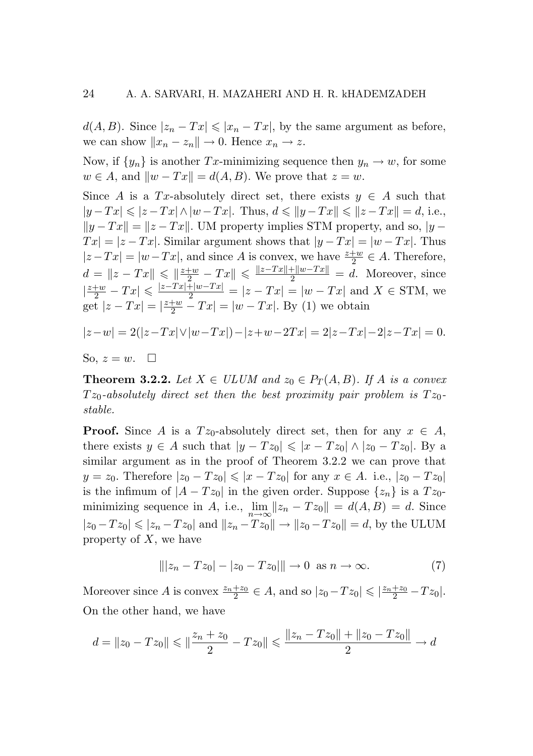$d(A,B)$. Since $|z_n - Tx| \leqslant |x_n - Tx|$, by the same argument as before, we can show $\|x_n - z_n\| \to 0$. Hence $x_n \to z$.

Now, if $\{y_n\}$ is another $Tx$-minimizing sequence then $y_n \to w$, for some $w \in A$, and $\|w - Tx\| = d(A,B)$. We prove that $z = w$.

Since $A$ is a $Tx$-absolutely direct set, there exists $y \in A$ such that $|y - Tx| \leqslant |z - Tx| \wedge |w - Tx|$. Thus, $d \leqslant \|y - Tx\| \leqslant \|z - Tx\| = d$, i.e., $\|y - Tx\| = \|z - Tx\|$. UM property implies STM property, and so, $|y - Tx| = |z - Tx|$. Similar argument shows that $|y - Tx| = |w - Tx|$. Thus $|z - Tx| = |w - Tx|$, and since $A$ is convex, we have $\frac{z+w}{2} \in A$. Therefore, $d = \|z - Tx\| \leqslant \|\frac{z+w}{2} - Tx\| \leqslant \frac{\|z-Tx\|+\|w-Tx\|}{2} = d$. Moreover, since $|\frac{z+w}{2} - Tx| \leqslant \frac{|z-Tx|+|w-Tx|}{2} = |z - Tx| = |w - Tx|$ and $X \in$ STM, we get $|z - Tx| = |\frac{z+w}{2} - Tx| = |w - Tx|$. By (1) we obtain

$$|z-w| = 2(|z-Tx| \vee |w-Tx|) - |z+w-2Tx| = 2|z-Tx| - 2|z-Tx| = 0.$$

So, $z = w$. $\square$

**Theorem 3.2.2.** *Let $X \in ULUM$ and $z_0 \in P_T(A,B)$. If $A$ is a convex $Tz_0$-absolutely direct set then the best proximity pair problem is $Tz_0$-stable.*

**Proof.** Since $A$ is a $Tz_0$-absolutely direct set, then for any $x \in A$, there exists $y \in A$ such that $|y - Tz_0| \leqslant |x - Tz_0| \wedge |z_0 - Tz_0|$. By a similar argument as in the proof of Theorem 3.2.2 we can prove that $y = z_0$. Therefore $|z_0 - Tz_0| \leqslant |x - Tz_0|$ for any $x \in A$. i.e., $|z_0 - Tz_0|$ is the infimum of $|A - Tz_0|$ in the given order. Suppose $\{z_n\}$ is a $Tz_0$-minimizing sequence in $A$, i.e., $\lim_{n\to\infty} \|z_n - Tz_0\| = d(A,B) = d$. Since $|z_0 - Tz_0| \leqslant |z_n - Tz_0|$ and $\|z_n - Tz_0\| \to \|z_0 - Tz_0\| = d$, by the ULUM property of $X$, we have

$$\||z_n - Tz_0| - |z_0 - Tz_0|\| \to 0 \;\text{ as } n \to \infty. \tag{7}$$

Moreover since $A$ is convex $\frac{z_n+z_0}{2} \in A$, and so $|z_0 - Tz_0| \leqslant |\frac{z_n+z_0}{2} - Tz_0|$. On the other hand, we have

$$d = \|z_0 - Tz_0\| \leqslant \|\frac{z_n + z_0}{2} - Tz_0\| \leqslant \frac{\|z_n - Tz_0\| + \|z_0 - Tz_0\|}{2} \to d$$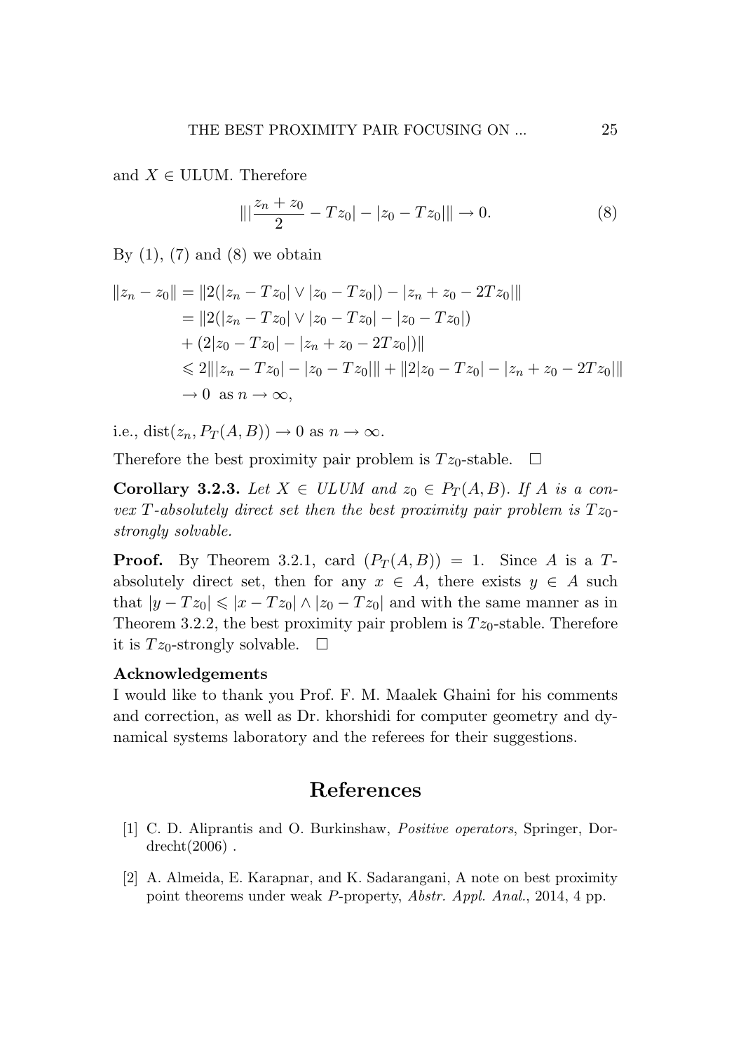and $X \in$ ULUM. Therefore

$$\||\frac{z_n + z_0}{2} - Tz_0| - |z_0 - Tz_0|\| \to 0. \tag{8}$$

By (1), (7) and (8) we obtain

$$\begin{aligned}
\|z_n - z_0\| &= \|2(|z_n - Tz_0| \vee |z_0 - Tz_0|) - |z_n + z_0 - 2Tz_0|\| \\
&= \|2(|z_n - Tz_0| \vee |z_0 - Tz_0| - |z_0 - Tz_0|) \\
&\quad + (2|z_0 - Tz_0| - |z_n + z_0 - 2Tz_0|)\| \\
&\leqslant 2\||z_n - Tz_0| - |z_0 - Tz_0|\| + \|2|z_0 - Tz_0| - |z_n + z_0 - 2Tz_0|\| \\
&\to 0 \ \text{ as } n \to \infty,
\end{aligned}$$

i.e., $\operatorname{dist}(z_n, P_T(A,B)) \to 0$ as $n \to \infty$.

Therefore the best proximity pair problem is $Tz_0$-stable. $\square$

**Corollary 3.2.3.** *Let $X \in$ ULUM and $z_0 \in P_T(A,B)$. If $A$ is a convex $T$-absolutely direct set then the best proximity pair problem is $Tz_0$-strongly solvable.*

**Proof.** By Theorem 3.2.1, card $(P_T(A,B)) = 1$. Since $A$ is a $T$-absolutely direct set, then for any $x \in A$, there exists $y \in A$ such that $|y - Tz_0| \leqslant |x - Tz_0| \wedge |z_0 - Tz_0|$ and with the same manner as in Theorem 3.2.2, the best proximity pair problem is $Tz_0$-stable. Therefore it is $Tz_0$-strongly solvable. $\square$

**Acknowledgements**

I would like to thank you Prof. F. M. Maalek Ghaini for his comments and correction, as well as Dr. khorshidi for computer geometry and dynamical systems laboratory and the referees for their suggestions.

# References

[1] C. D. Aliprantis and O. Burkinshaw, *Positive operators*, Springer, Dordrecht(2006) .

[2] A. Almeida, E. Karapnar, and K. Sadarangani, A note on best proximity point theorems under weak $P$-property, *Abstr. Appl. Anal.*, 2014, 4 pp.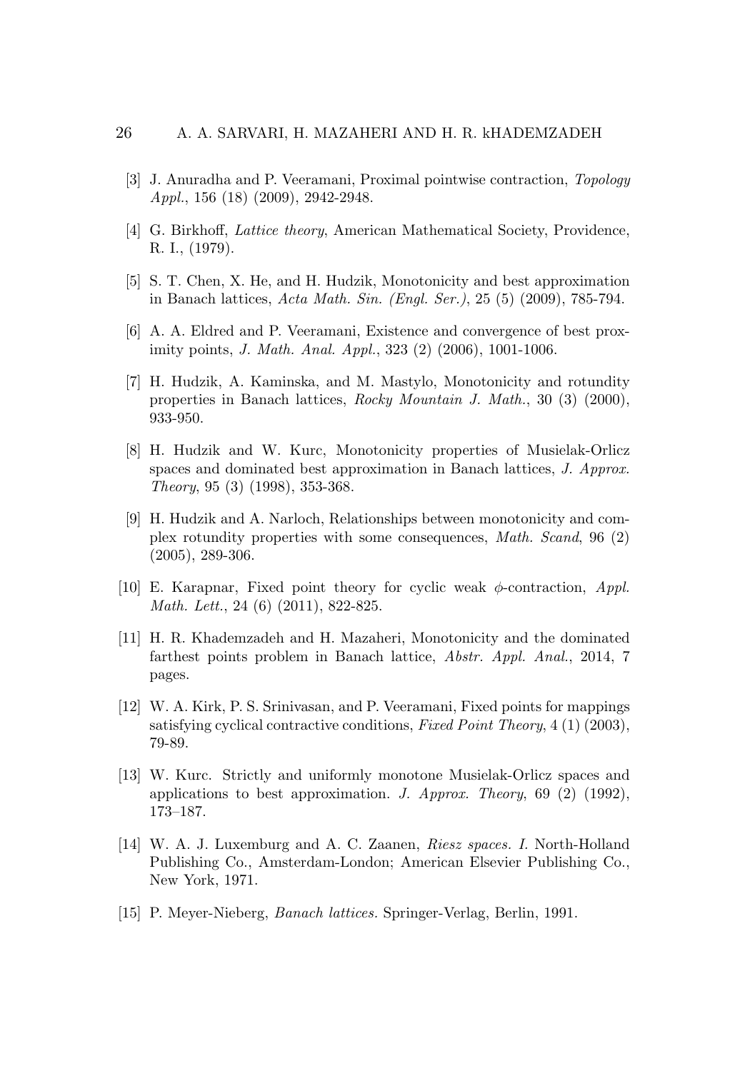[3] J. Anuradha and P. Veeramani, Proximal pointwise contraction, *Topology Appl.*, 156 (18) (2009), 2942-2948.

[4] G. Birkhoff, *Lattice theory*, American Mathematical Society, Providence, R. I., (1979).

[5] S. T. Chen, X. He, and H. Hudzik, Monotonicity and best approximation in Banach lattices, *Acta Math. Sin. (Engl. Ser.)*, 25 (5) (2009), 785-794.

[6] A. A. Eldred and P. Veeramani, Existence and convergence of best proximity points, *J. Math. Anal. Appl.*, 323 (2) (2006), 1001-1006.

[7] H. Hudzik, A. Kaminska, and M. Mastylo, Monotonicity and rotundity properties in Banach lattices, *Rocky Mountain J. Math.*, 30 (3) (2000), 933-950.

[8] H. Hudzik and W. Kurc, Monotonicity properties of Musielak-Orlicz spaces and dominated best approximation in Banach lattices, *J. Approx. Theory*, 95 (3) (1998), 353-368.

[9] H. Hudzik and A. Narloch, Relationships between monotonicity and complex rotundity properties with some consequences, *Math. Scand*, 96 (2) (2005), 289-306.

[10] E. Karapnar, Fixed point theory for cyclic weak $\phi$-contraction, *Appl. Math. Lett.*, 24 (6) (2011), 822-825.

[11] H. R. Khademzadeh and H. Mazaheri, Monotonicity and the dominated farthest points problem in Banach lattice, *Abstr. Appl. Anal.*, 2014, 7 pages.

[12] W. A. Kirk, P. S. Srinivasan, and P. Veeramani, Fixed points for mappings satisfying cyclical contractive conditions, *Fixed Point Theory*, 4 (1) (2003), 79-89.

[13] W. Kurc. Strictly and uniformly monotone Musielak-Orlicz spaces and applications to best approximation. *J. Approx. Theory*, 69 (2) (1992), 173–187.

[14] W. A. J. Luxemburg and A. C. Zaanen, *Riesz spaces. I.* North-Holland Publishing Co., Amsterdam-London; American Elsevier Publishing Co., New York, 1971.

[15] P. Meyer-Nieberg, *Banach lattices.* Springer-Verlag, Berlin, 1991.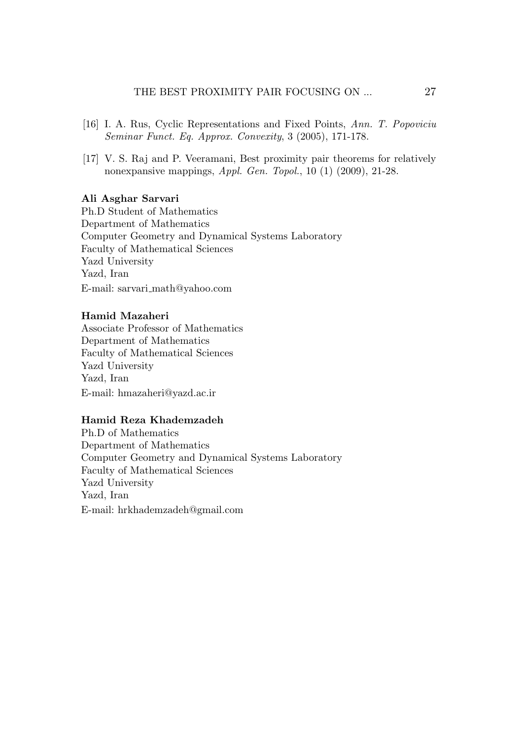[16] I. A. Rus, Cyclic Representations and Fixed Points, *Ann. T. Popoviciu Seminar Funct. Eq. Approx. Convexity*, 3 (2005), 171-178.

[17] V. S. Raj and P. Veeramani, Best proximity pair theorems for relatively nonexpansive mappings, *Appl. Gen. Topol.*, 10 (1) (2009), 21-28.

**Ali Asghar Sarvari**
Ph.D Student of Mathematics
Department of Mathematics
Computer Geometry and Dynamical Systems Laboratory
Faculty of Mathematical Sciences
Yazd University
Yazd, Iran
E-mail: sarvari_math@yahoo.com

**Hamid Mazaheri**
Associate Professor of Mathematics
Department of Mathematics
Faculty of Mathematical Sciences
Yazd University
Yazd, Iran
E-mail: hmazaheri@yazd.ac.ir

**Hamid Reza Khademzadeh**
Ph.D of Mathematics
Department of Mathematics
Computer Geometry and Dynamical Systems Laboratory
Faculty of Mathematical Sciences
Yazd University
Yazd, Iran
E-mail: hrkhademzadeh@gmail.com